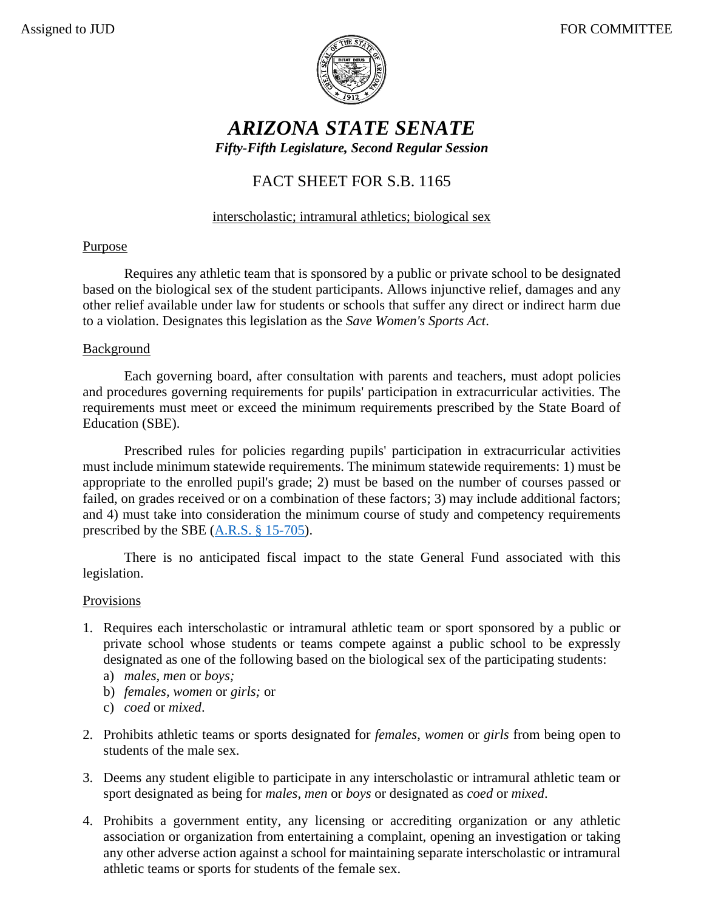Assigned to JUD

FOR COMMITTEE

# *ARIZONA STATE SENATE*

***Fifty-Fifth Legislature, Second Regular Session***

## FACT SHEET FOR S.B. 1165

interscholastic; intramural athletics; biological sex

### Purpose

Requires any athletic team that is sponsored by a public or private school to be designated based on the biological sex of the student participants. Allows injunctive relief, damages and any other relief available under law for students or schools that suffer any direct or indirect harm due to a violation. Designates this legislation as the *Save Women's Sports Act*.

### Background

Each governing board, after consultation with parents and teachers, must adopt policies and procedures governing requirements for pupils' participation in extracurricular activities. The requirements must meet or exceed the minimum requirements prescribed by the State Board of Education (SBE).

Prescribed rules for policies regarding pupils' participation in extracurricular activities must include minimum statewide requirements. The minimum statewide requirements: 1) must be appropriate to the enrolled pupil's grade; 2) must be based on the number of courses passed or failed, on grades received or on a combination of these factors; 3) may include additional factors; and 4) must take into consideration the minimum course of study and competency requirements prescribed by the SBE (A.R.S. § 15-705).

There is no anticipated fiscal impact to the state General Fund associated with this legislation.

### Provisions

1. Requires each interscholastic or intramural athletic team or sport sponsored by a public or private school whose students or teams compete against a public school to be expressly designated as one of the following based on the biological sex of the participating students:
   a) *males*, *men* or *boys;*
   b) *females*, *women* or *girls;* or
   c) *coed* or *mixed*.

2. Prohibits athletic teams or sports designated for *females*, *women* or *girls* from being open to students of the male sex.

3. Deems any student eligible to participate in any interscholastic or intramural athletic team or sport designated as being for *males*, *men* or *boys* or designated as *coed* or *mixed*.

4. Prohibits a government entity, any licensing or accrediting organization or any athletic association or organization from entertaining a complaint, opening an investigation or taking any other adverse action against a school for maintaining separate interscholastic or intramural athletic teams or sports for students of the female sex.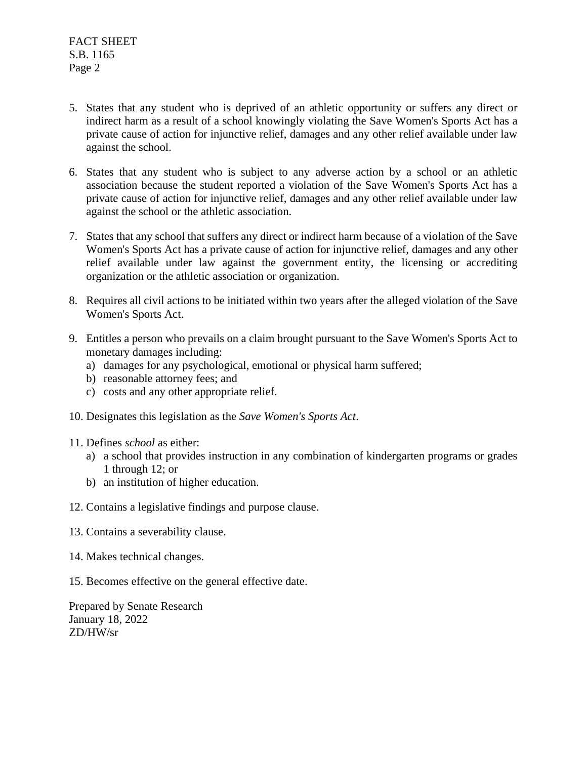5. States that any student who is deprived of an athletic opportunity or suffers any direct or indirect harm as a result of a school knowingly violating the Save Women's Sports Act has a private cause of action for injunctive relief, damages and any other relief available under law against the school.

6. States that any student who is subject to any adverse action by a school or an athletic association because the student reported a violation of the Save Women's Sports Act has a private cause of action for injunctive relief, damages and any other relief available under law against the school or the athletic association.

7. States that any school that suffers any direct or indirect harm because of a violation of the Save Women's Sports Act has a private cause of action for injunctive relief, damages and any other relief available under law against the government entity, the licensing or accrediting organization or the athletic association or organization.

8. Requires all civil actions to be initiated within two years after the alleged violation of the Save Women's Sports Act.

9. Entitles a person who prevails on a claim brought pursuant to the Save Women's Sports Act to monetary damages including:
   a) damages for any psychological, emotional or physical harm suffered;
   b) reasonable attorney fees; and
   c) costs and any other appropriate relief.

10. Designates this legislation as the *Save Women's Sports Act*.

11. Defines *school* as either:
    a) a school that provides instruction in any combination of kindergarten programs or grades 1 through 12; or
    b) an institution of higher education.

12. Contains a legislative findings and purpose clause.

13. Contains a severability clause.

14. Makes technical changes.

15. Becomes effective on the general effective date.

Prepared by Senate Research
January 18, 2022
ZD/HW/sr